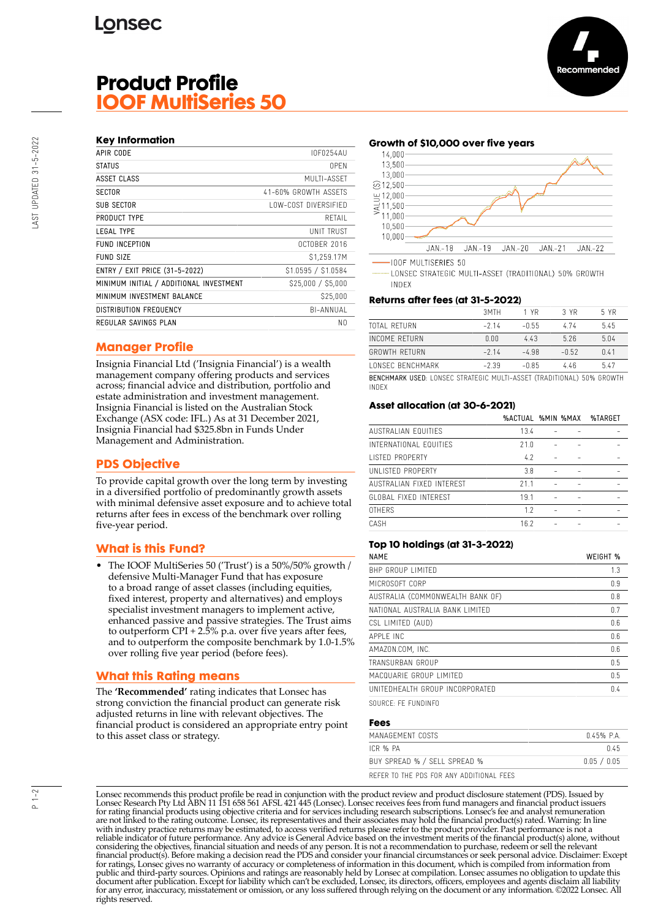Lonsec

Recommended

# Product Profile
# IOOF MultiSeries 50

LAST UPDATED 31-5-2022

## Key Information

| | |
|---|---|
| APIR CODE | IOF0254AU |
| STATUS | OPEN |
| ASSET CLASS | MULTI-ASSET |
| SECTOR | 41-60% GROWTH ASSETS |
| SUB SECTOR | LOW-COST DIVERSIFIED |
| PRODUCT TYPE | RETAIL |
| LEGAL TYPE | UNIT TRUST |
| FUND INCEPTION | OCTOBER 2016 |
| FUND SIZE | $1,259.17M |
| ENTRY / EXIT PRICE (31-5-2022) | $1.0595 / $1.0584 |
| MINIMUM INITIAL / ADDITIONAL INVESTMENT | $25,000 / $5,000 |
| MINIMUM INVESTMENT BALANCE | $25,000 |
| DISTRIBUTION FREQUENCY | BI-ANNUAL |
| REGULAR SAVINGS PLAN | NO |

## Manager Profile

Insignia Financial Ltd ('Insignia Financial') is a wealth management company offering products and services across; financial advice and distribution, portfolio and estate administration and investment management. Insignia Financial is listed on the Australian Stock Exchange (ASX code: IFL.) As at 31 December 2021, Insignia Financial had $325.8bn in Funds Under Management and Administration.

## PDS Objective

To provide capital growth over the long term by investing in a diversified portfolio of predominantly growth assets with minimal defensive asset exposure and to achieve total returns after fees in excess of the benchmark over rolling five-year period.

## What is this Fund?

- The IOOF MultiSeries 50 ('Trust') is a 50%/50% growth / defensive Multi-Manager Fund that has exposure to a broad range of asset classes (including equities, fixed interest, property and alternatives) and employs specialist investment managers to implement active, enhanced passive and passive strategies. The Trust aims to outperform CPI + 2.5% p.a. over five years after fees, and to outperform the composite benchmark by 1.0-1.5% over rolling five year period (before fees).

## What this Rating means

The **'Recommended'** rating indicates that Lonsec has strong conviction the financial product can generate risk adjusted returns in line with relevant objectives. The financial product is considered an appropriate entry point to this asset class or strategy.

## Growth of $10,000 over five years

VALUE ($): 10,000 – 14,000; JAN.-18, JAN.-19, JAN.-20, JAN.-21, JAN.-22

— IOOF MULTISERIES 50
····· LONSEC STRATEGIC MULTI-ASSET (TRADITIONAL) 50% GROWTH INDEX

## Returns after fees (at 31-5-2022)

| | 3MTH | 1 YR | 3 YR | 5 YR |
|---|---|---|---|---|
| TOTAL RETURN | -2.14 | -0.55 | 4.74 | 5.45 |
| INCOME RETURN | 0.00 | 4.43 | 5.26 | 5.04 |
| GROWTH RETURN | -2.14 | -4.98 | -0.52 | 0.41 |
| LONSEC BENCHMARK | -2.39 | -0.85 | 4.46 | 5.47 |

BENCHMARK USED: LONSEC STRATEGIC MULTI-ASSET (TRADITIONAL) 50% GROWTH INDEX

## Asset allocation (at 30-6-2021)

| | %ACTUAL | %MIN | %MAX | %TARGET |
|---|---|---|---|---|
| AUSTRALIAN EQUITIES | 13.4 | - | - | - |
| INTERNATIONAL EQUITIES | 21.0 | - | - | - |
| LISTED PROPERTY | 4.2 | - | - | - |
| UNLISTED PROPERTY | 3.8 | - | - | - |
| AUSTRALIAN FIXED INTEREST | 21.1 | - | - | - |
| GLOBAL FIXED INTEREST | 19.1 | - | - | - |
| OTHERS | 1.2 | - | - | - |
| CASH | 16.2 | - | - | - |

## Top 10 holdings (at 31-3-2022)

| NAME | WEIGHT % |
|---|---|
| BHP GROUP LIMITED | 1.3 |
| MICROSOFT CORP | 0.9 |
| AUSTRALIA (COMMONWEALTH BANK OF) | 0.8 |
| NATIONAL AUSTRALIA BANK LIMITED | 0.7 |
| CSL LIMITED (AUD) | 0.6 |
| APPLE INC | 0.6 |
| AMAZON.COM, INC. | 0.6 |
| TRANSURBAN GROUP | 0.5 |
| MACQUARIE GROUP LIMITED | 0.5 |
| UNITEDHEALTH GROUP INCORPORATED | 0.4 |

SOURCE: FE FUNDINFO

## Fees

| | |
|---|---|
| MANAGEMENT COSTS | 0.45% P.A. |
| ICR % PA | 0.45 |
| BUY SPREAD % / SELL SPREAD % | 0.05 / 0.05 |

REFER TO THE PDS FOR ANY ADDITIONAL FEES

Lonsec recommends this product profile be read in conjunction with the product review and product disclosure statement (PDS). Issued by Lonsec Research Pty Ltd ABN 11 151 658 561 AFSL 421 445 (Lonsec). Lonsec receives fees from fund managers and financial product issuers for rating financial products using objective criteria and for services including research subscriptions. Lonsec's fee and analyst remuneration are not linked to the rating outcome. Lonsec, its representatives and their associates may hold the financial product(s) rated. Warning: In line with industry practice returns may be estimated, to access verified returns please refer to the product provider. Past performance is not a reliable indicator of future performance. Any advice is General Advice based on the investment merits of the financial product(s) alone, without considering the objectives, financial situation and needs of any person. It is not a recommendation to purchase, redeem or sell the relevant financial product(s). Before making a decision read the PDS and consider your financial circumstances or seek personal advice. Disclaimer: Except for ratings, Lonsec gives no warranty of accuracy or completeness of information in this document, which is compiled from information from public and third-party sources. Opinions and ratings are reasonably held by Lonsec at compilation. Lonsec assumes no obligation to update this document after publication. Except for liability which can't be excluded, Lonsec, its directors, officers, employees and agents disclaim all liability for any error, inaccuracy, misstatement or omission, or any loss suffered through relying on the document or any information. ©2022 Lonsec. All rights reserved.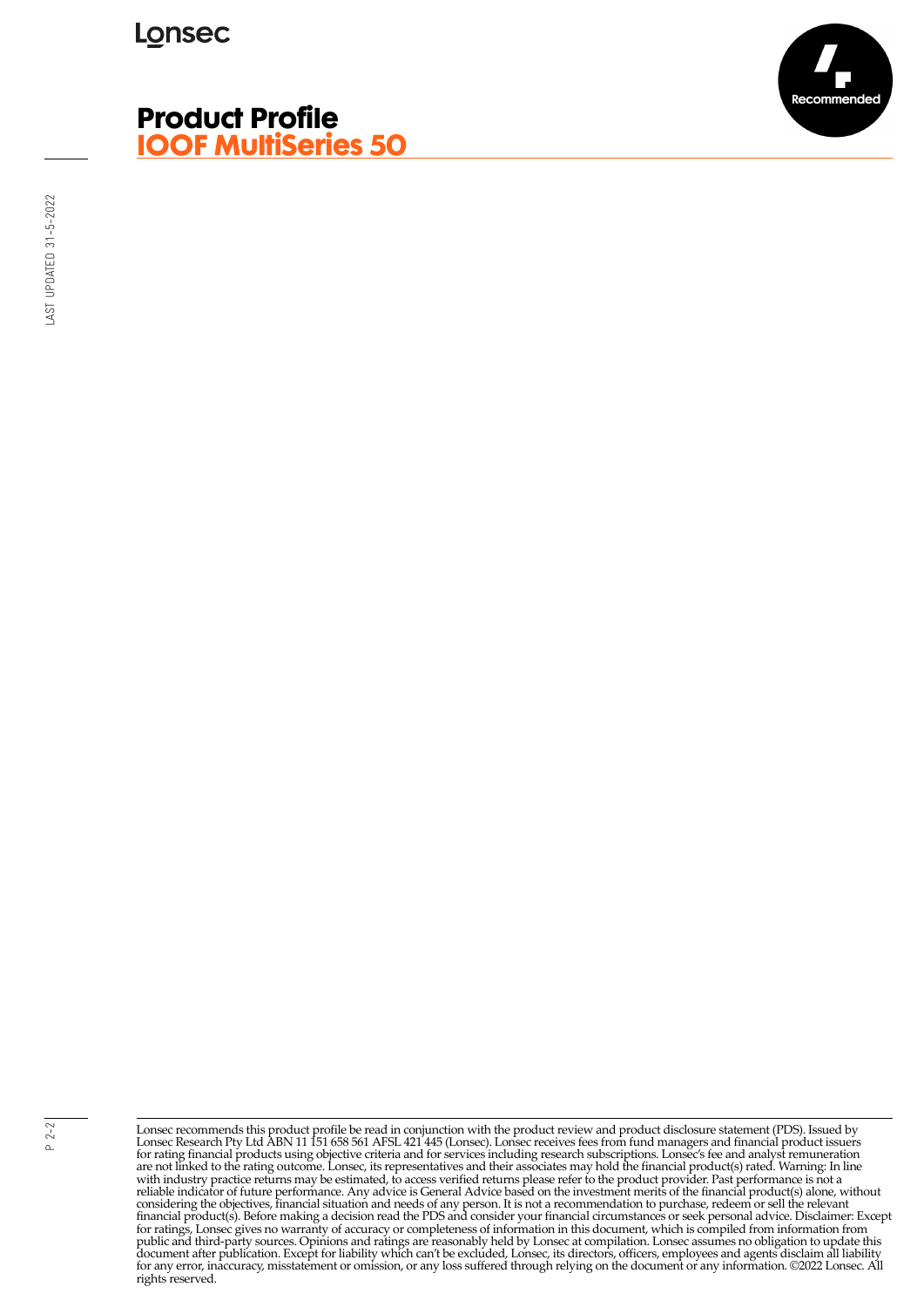# Product Profile
## IOOF MultiSeries 50

Recommended

Lonsec recommends this product profile be read in conjunction with the product review and product disclosure statement (PDS). Issued by Lonsec Research Pty Ltd ABN 11 151 658 561 AFSL 421 445 (Lonsec). Lonsec receives fees from fund managers and financial product issuers for rating financial products using objective criteria and for services including research subscriptions. Lonsec's fee and analyst remuneration are not linked to the rating outcome. Lonsec, its representatives and their associates may hold the financial product(s) rated. Warning: In line with industry practice returns may be estimated, to access verified returns please refer to the product provider. Past performance is not a reliable indicator of future performance. Any advice is General Advice based on the investment merits of the financial product(s) alone, without considering the objectives, financial situation and needs of any person. It is not a recommendation to purchase, redeem or sell the relevant financial product(s). Before making a decision read the PDS and consider your financial circumstances or seek personal advice. Disclaimer: Except for ratings, Lonsec gives no warranty of accuracy or completeness of information in this document, which is compiled from information from public and third-party sources. Opinions and ratings are reasonably held by Lonsec at compilation. Lonsec assumes no obligation to update this document after publication. Except for liability which can't be excluded, Lonsec, its directors, officers, employees and agents disclaim all liability for any error, inaccuracy, misstatement or omission, or any loss suffered through relying on the document or any information. ©2022 Lonsec. All rights reserved.